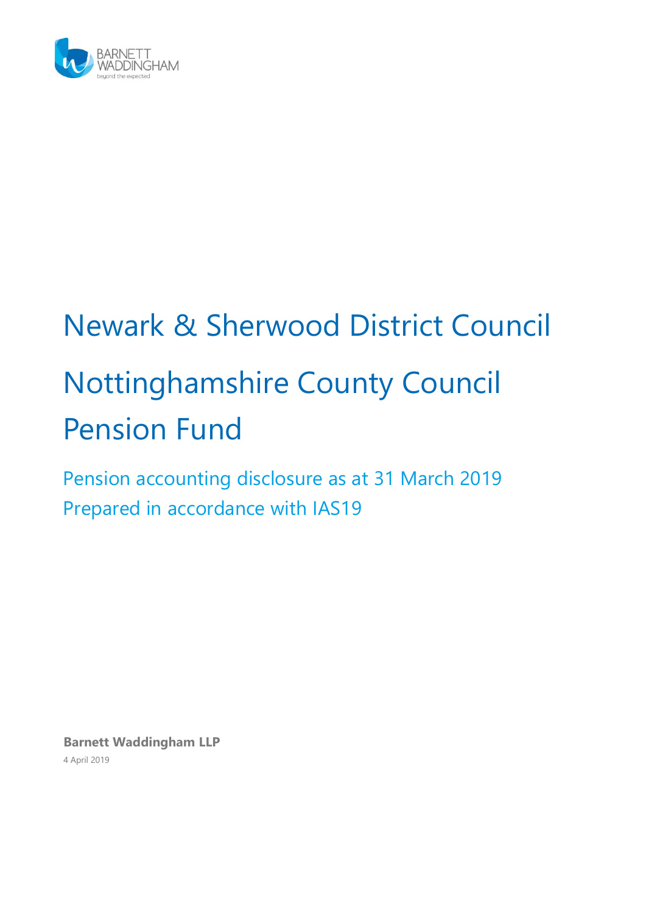BARNETT WADDINGHAM
beyond the expected

# Newark & Sherwood District Council

# Nottinghamshire County Council Pension Fund

## Pension accounting disclosure as at 31 March 2019
## Prepared in accordance with IAS19

**Barnett Waddingham LLP**

4 April 2019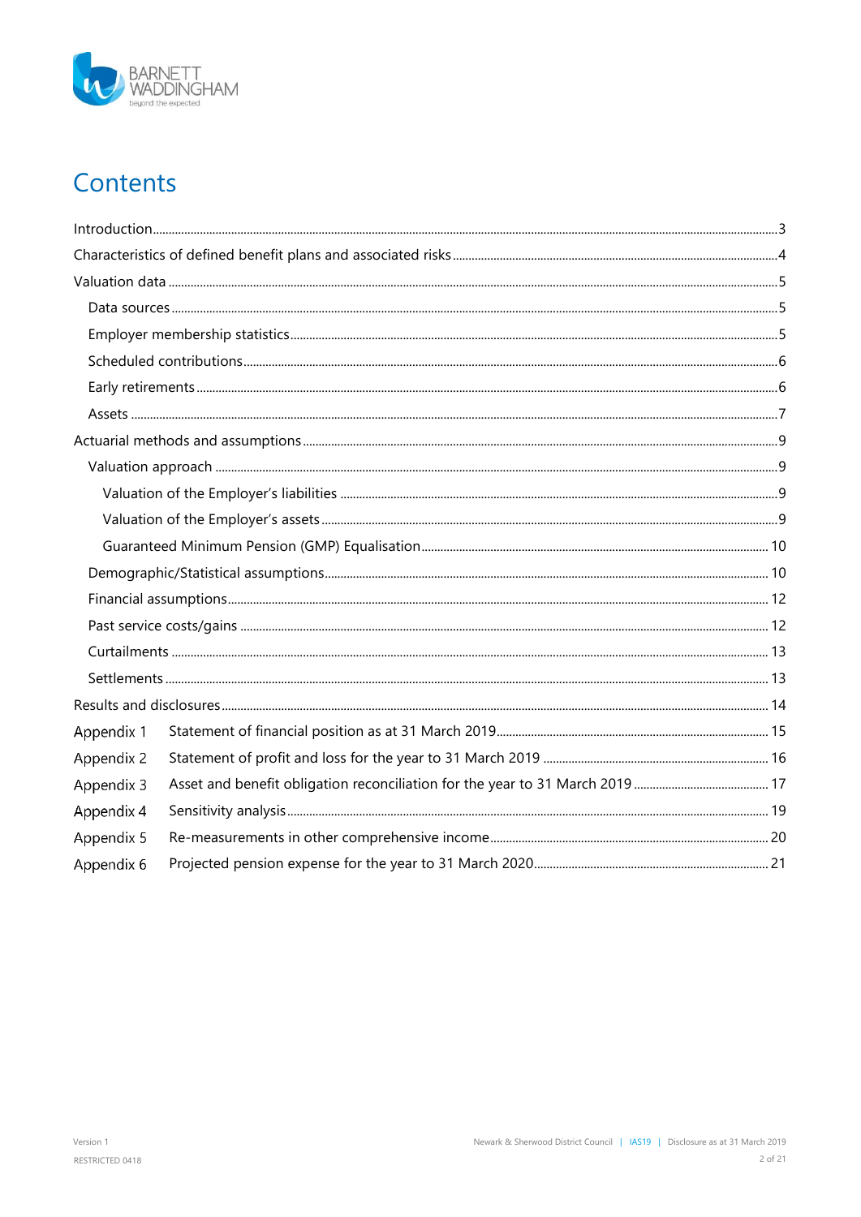# Contents

- Introduction ... 3
- Characteristics of defined benefit plans and associated risks ... 4
- Valuation data ... 5
  - Data sources ... 5
  - Employer membership statistics ... 5
  - Scheduled contributions ... 6
  - Early retirements ... 6
  - Assets ... 7
- Actuarial methods and assumptions ... 9
  - Valuation approach ... 9
    - Valuation of the Employer's liabilities ... 9
    - Valuation of the Employer's assets ... 9
    - Guaranteed Minimum Pension (GMP) Equalisation ... 10
  - Demographic/Statistical assumptions ... 10
  - Financial assumptions ... 12
  - Past service costs/gains ... 12
  - Curtailments ... 13
  - Settlements ... 13
- Results and disclosures ... 14
- Appendix 1 Statement of financial position as at 31 March 2019 ... 15
- Appendix 2 Statement of profit and loss for the year to 31 March 2019 ... 16
- Appendix 3 Asset and benefit obligation reconciliation for the year to 31 March 2019 ... 17
- Appendix 4 Sensitivity analysis ... 19
- Appendix 5 Re-measurements in other comprehensive income ... 20
- Appendix 6 Projected pension expense for the year to 31 March 2020 ... 21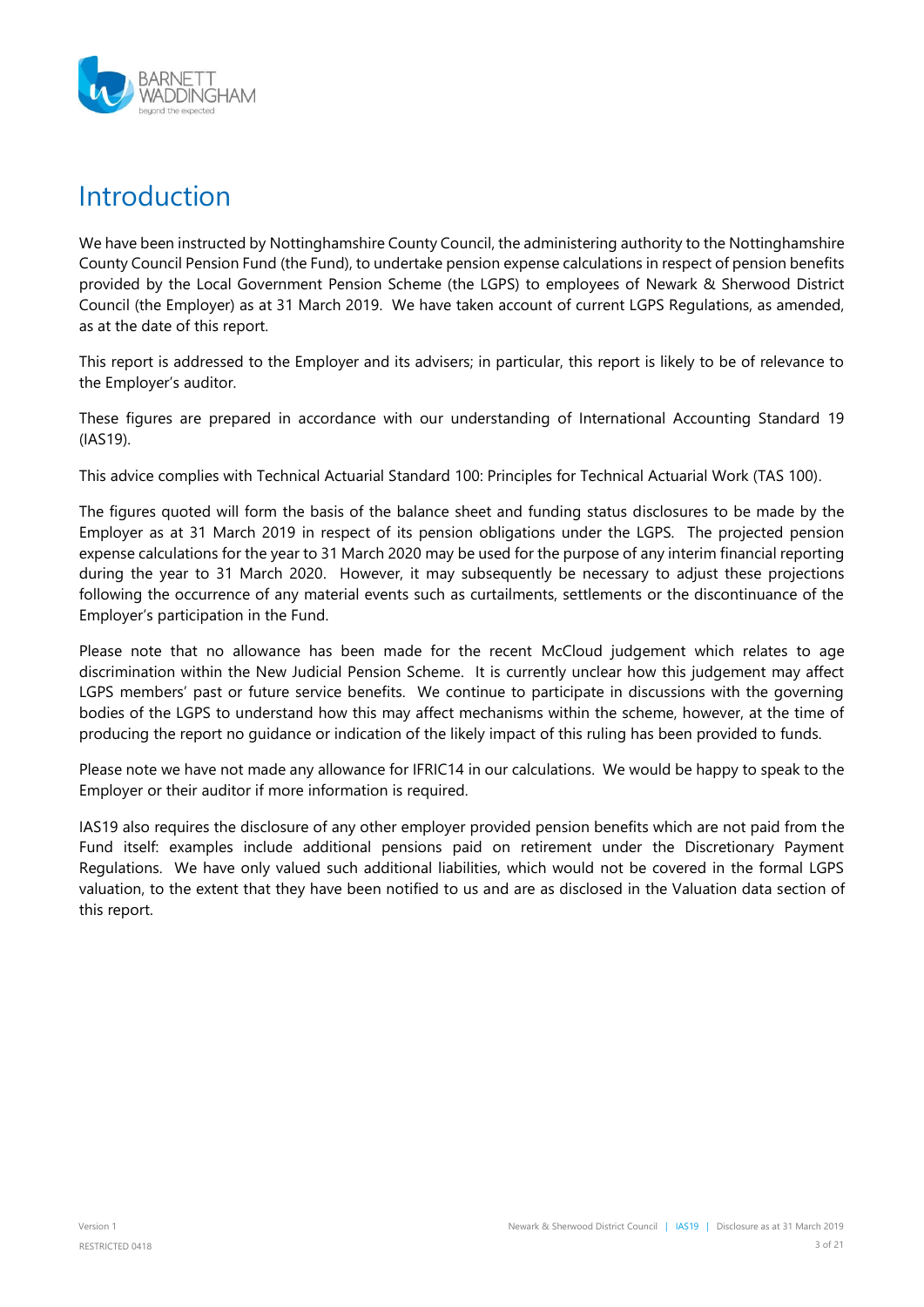# Introduction

We have been instructed by Nottinghamshire County Council, the administering authority to the Nottinghamshire County Council Pension Fund (the Fund), to undertake pension expense calculations in respect of pension benefits provided by the Local Government Pension Scheme (the LGPS) to employees of Newark & Sherwood District Council (the Employer) as at 31 March 2019. We have taken account of current LGPS Regulations, as amended, as at the date of this report.

This report is addressed to the Employer and its advisers; in particular, this report is likely to be of relevance to the Employer's auditor.

These figures are prepared in accordance with our understanding of International Accounting Standard 19 (IAS19).

This advice complies with Technical Actuarial Standard 100: Principles for Technical Actuarial Work (TAS 100).

The figures quoted will form the basis of the balance sheet and funding status disclosures to be made by the Employer as at 31 March 2019 in respect of its pension obligations under the LGPS. The projected pension expense calculations for the year to 31 March 2020 may be used for the purpose of any interim financial reporting during the year to 31 March 2020. However, it may subsequently be necessary to adjust these projections following the occurrence of any material events such as curtailments, settlements or the discontinuance of the Employer's participation in the Fund.

Please note that no allowance has been made for the recent McCloud judgement which relates to age discrimination within the New Judicial Pension Scheme. It is currently unclear how this judgement may affect LGPS members' past or future service benefits. We continue to participate in discussions with the governing bodies of the LGPS to understand how this may affect mechanisms within the scheme, however, at the time of producing the report no guidance or indication of the likely impact of this ruling has been provided to funds.

Please note we have not made any allowance for IFRIC14 in our calculations. We would be happy to speak to the Employer or their auditor if more information is required.

IAS19 also requires the disclosure of any other employer provided pension benefits which are not paid from the Fund itself: examples include additional pensions paid on retirement under the Discretionary Payment Regulations. We have only valued such additional liabilities, which would not be covered in the formal LGPS valuation, to the extent that they have been notified to us and are as disclosed in the Valuation data section of this report.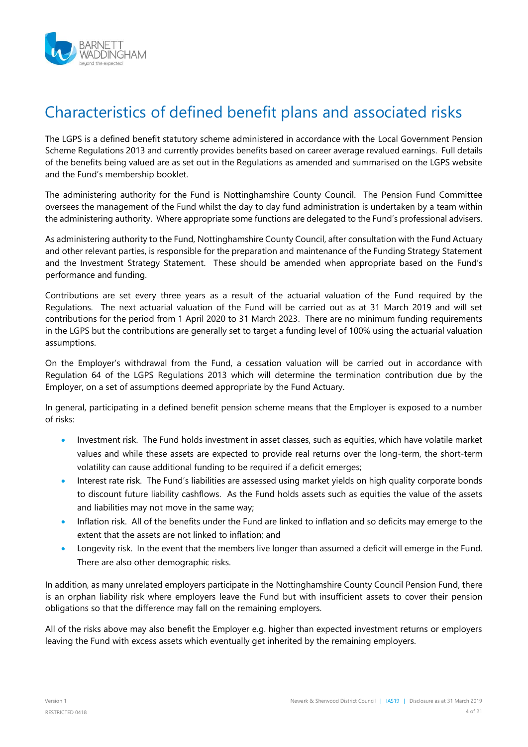# Characteristics of defined benefit plans and associated risks

The LGPS is a defined benefit statutory scheme administered in accordance with the Local Government Pension Scheme Regulations 2013 and currently provides benefits based on career average revalued earnings. Full details of the benefits being valued are as set out in the Regulations as amended and summarised on the LGPS website and the Fund's membership booklet.

The administering authority for the Fund is Nottinghamshire County Council. The Pension Fund Committee oversees the management of the Fund whilst the day to day fund administration is undertaken by a team within the administering authority. Where appropriate some functions are delegated to the Fund's professional advisers.

As administering authority to the Fund, Nottinghamshire County Council, after consultation with the Fund Actuary and other relevant parties, is responsible for the preparation and maintenance of the Funding Strategy Statement and the Investment Strategy Statement. These should be amended when appropriate based on the Fund's performance and funding.

Contributions are set every three years as a result of the actuarial valuation of the Fund required by the Regulations. The next actuarial valuation of the Fund will be carried out as at 31 March 2019 and will set contributions for the period from 1 April 2020 to 31 March 2023. There are no minimum funding requirements in the LGPS but the contributions are generally set to target a funding level of 100% using the actuarial valuation assumptions.

On the Employer's withdrawal from the Fund, a cessation valuation will be carried out in accordance with Regulation 64 of the LGPS Regulations 2013 which will determine the termination contribution due by the Employer, on a set of assumptions deemed appropriate by the Fund Actuary.

In general, participating in a defined benefit pension scheme means that the Employer is exposed to a number of risks:

- Investment risk. The Fund holds investment in asset classes, such as equities, which have volatile market values and while these assets are expected to provide real returns over the long-term, the short-term volatility can cause additional funding to be required if a deficit emerges;
- Interest rate risk. The Fund's liabilities are assessed using market yields on high quality corporate bonds to discount future liability cashflows. As the Fund holds assets such as equities the value of the assets and liabilities may not move in the same way;
- Inflation risk. All of the benefits under the Fund are linked to inflation and so deficits may emerge to the extent that the assets are not linked to inflation; and
- Longevity risk. In the event that the members live longer than assumed a deficit will emerge in the Fund. There are also other demographic risks.

In addition, as many unrelated employers participate in the Nottinghamshire County Council Pension Fund, there is an orphan liability risk where employers leave the Fund but with insufficient assets to cover their pension obligations so that the difference may fall on the remaining employers.

All of the risks above may also benefit the Employer e.g. higher than expected investment returns or employers leaving the Fund with excess assets which eventually get inherited by the remaining employers.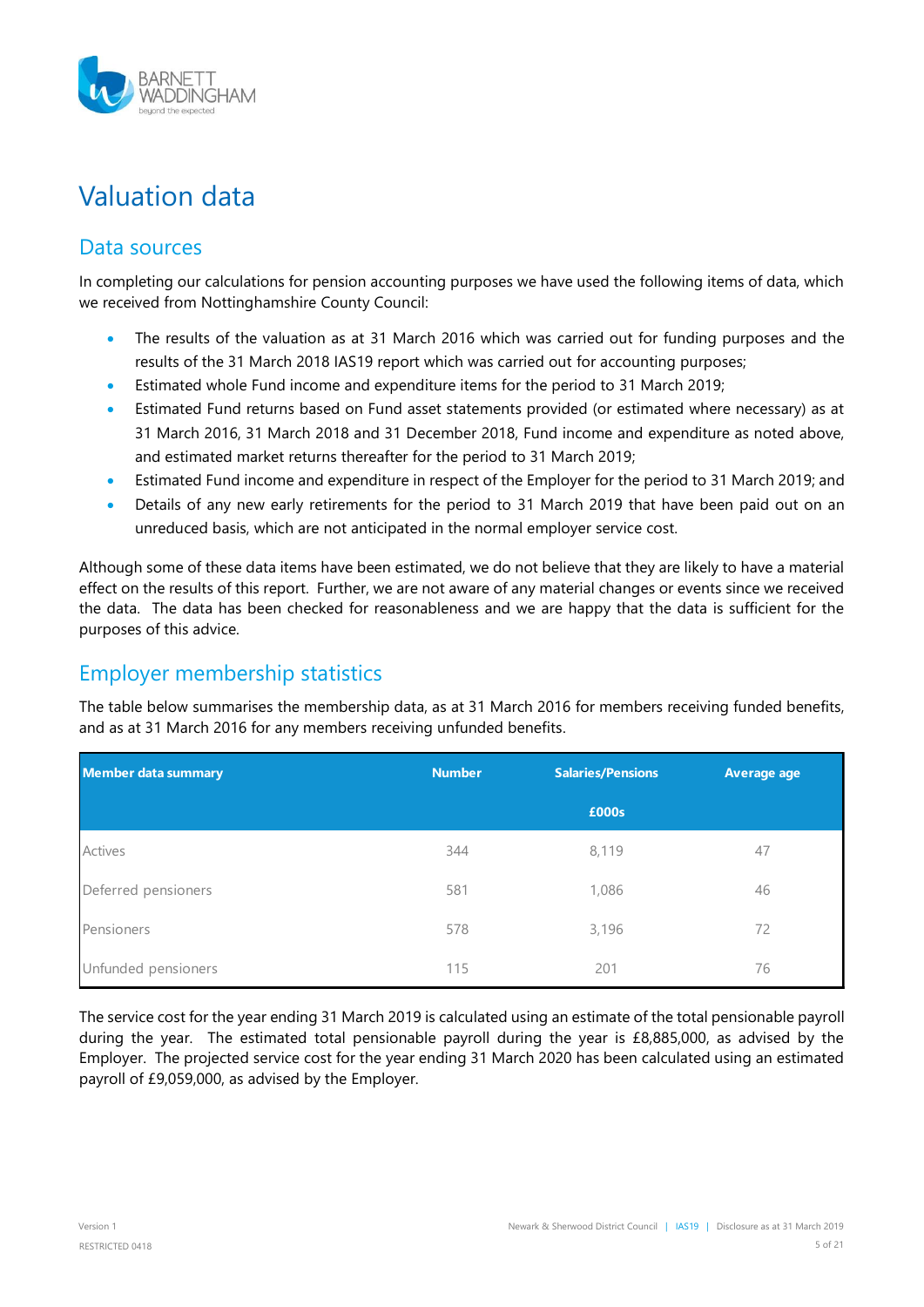# Valuation data

## Data sources

In completing our calculations for pension accounting purposes we have used the following items of data, which we received from Nottinghamshire County Council:

- The results of the valuation as at 31 March 2016 which was carried out for funding purposes and the results of the 31 March 2018 IAS19 report which was carried out for accounting purposes;
- Estimated whole Fund income and expenditure items for the period to 31 March 2019;
- Estimated Fund returns based on Fund asset statements provided (or estimated where necessary) as at 31 March 2016, 31 March 2018 and 31 December 2018, Fund income and expenditure as noted above, and estimated market returns thereafter for the period to 31 March 2019;
- Estimated Fund income and expenditure in respect of the Employer for the period to 31 March 2019; and
- Details of any new early retirements for the period to 31 March 2019 that have been paid out on an unreduced basis, which are not anticipated in the normal employer service cost.

Although some of these data items have been estimated, we do not believe that they are likely to have a material effect on the results of this report. Further, we are not aware of any material changes or events since we received the data. The data has been checked for reasonableness and we are happy that the data is sufficient for the purposes of this advice.

## Employer membership statistics

The table below summarises the membership data, as at 31 March 2016 for members receiving funded benefits, and as at 31 March 2016 for any members receiving unfunded benefits.

| Member data summary | Number | Salaries/Pensions £000s | Average age |
|---|---|---|---|
| Actives | 344 | 8,119 | 47 |
| Deferred pensioners | 581 | 1,086 | 46 |
| Pensioners | 578 | 3,196 | 72 |
| Unfunded pensioners | 115 | 201 | 76 |

The service cost for the year ending 31 March 2019 is calculated using an estimate of the total pensionable payroll during the year. The estimated total pensionable payroll during the year is £8,885,000, as advised by the Employer. The projected service cost for the year ending 31 March 2020 has been calculated using an estimated payroll of £9,059,000, as advised by the Employer.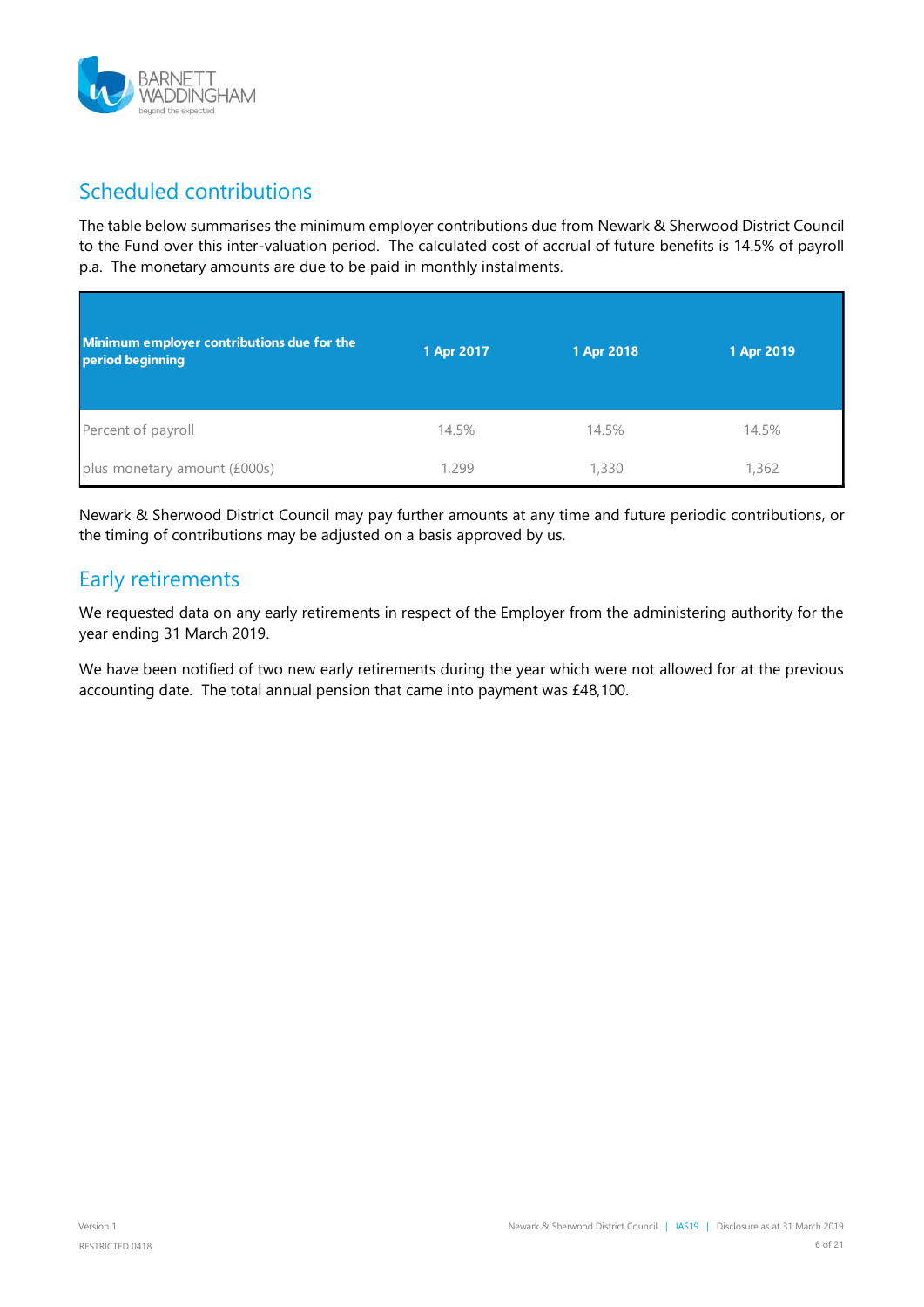## Scheduled contributions

The table below summarises the minimum employer contributions due from Newark & Sherwood District Council to the Fund over this inter-valuation period. The calculated cost of accrual of future benefits is 14.5% of payroll p.a. The monetary amounts are due to be paid in monthly instalments.

| Minimum employer contributions due for the period beginning | 1 Apr 2017 | 1 Apr 2018 | 1 Apr 2019 |
|---|---|---|---|
| Percent of payroll | 14.5% | 14.5% | 14.5% |
| plus monetary amount (£000s) | 1,299 | 1,330 | 1,362 |

Newark & Sherwood District Council may pay further amounts at any time and future periodic contributions, or the timing of contributions may be adjusted on a basis approved by us.

## Early retirements

We requested data on any early retirements in respect of the Employer from the administering authority for the year ending 31 March 2019.

We have been notified of two new early retirements during the year which were not allowed for at the previous accounting date. The total annual pension that came into payment was £48,100.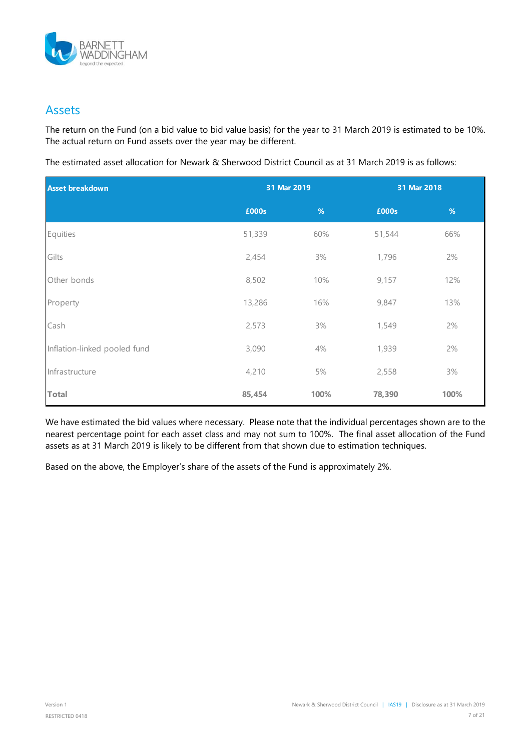## Assets

The return on the Fund (on a bid value to bid value basis) for the year to 31 March 2019 is estimated to be 10%. The actual return on Fund assets over the year may be different.

The estimated asset allocation for Newark & Sherwood District Council as at 31 March 2019 is as follows:

| Asset breakdown | 31 Mar 2019 | | 31 Mar 2018 | |
|---|---|---|---|---|
| | £000s | % | £000s | % |
| Equities | 51,339 | 60% | 51,544 | 66% |
| Gilts | 2,454 | 3% | 1,796 | 2% |
| Other bonds | 8,502 | 10% | 9,157 | 12% |
| Property | 13,286 | 16% | 9,847 | 13% |
| Cash | 2,573 | 3% | 1,549 | 2% |
| Inflation-linked pooled fund | 3,090 | 4% | 1,939 | 2% |
| Infrastructure | 4,210 | 5% | 2,558 | 3% |
| **Total** | **85,454** | **100%** | **78,390** | **100%** |

We have estimated the bid values where necessary. Please note that the individual percentages shown are to the nearest percentage point for each asset class and may not sum to 100%. The final asset allocation of the Fund assets as at 31 March 2019 is likely to be different from that shown due to estimation techniques.

Based on the above, the Employer's share of the assets of the Fund is approximately 2%.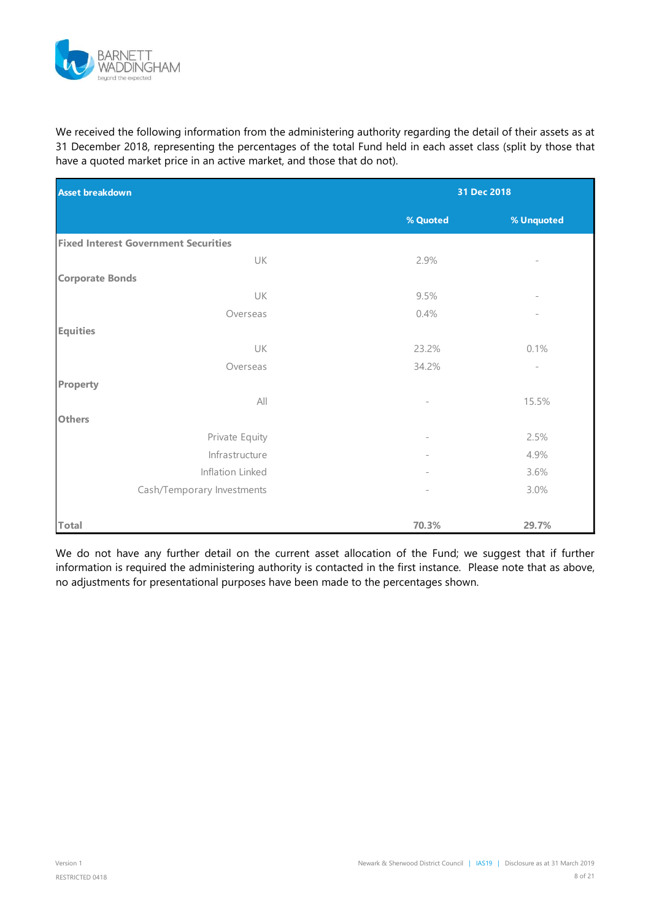We received the following information from the administering authority regarding the detail of their assets as at 31 December 2018, representing the percentages of the total Fund held in each asset class (split by those that have a quoted market price in an active market, and those that do not).

| Asset breakdown | 31 Dec 2018 | |
|---|---|---|
| | % Quoted | % Unquoted |
| **Fixed Interest Government Securities** | | |
| UK | 2.9% | - |
| **Corporate Bonds** | | |
| UK | 9.5% | - |
| Overseas | 0.4% | - |
| **Equities** | | |
| UK | 23.2% | 0.1% |
| Overseas | 34.2% | - |
| **Property** | | |
| All | - | 15.5% |
| **Others** | | |
| Private Equity | - | 2.5% |
| Infrastructure | - | 4.9% |
| Inflation Linked | - | 3.6% |
| Cash/Temporary Investments | - | 3.0% |
| **Total** | **70.3%** | **29.7%** |

We do not have any further detail on the current asset allocation of the Fund; we suggest that if further information is required the administering authority is contacted in the first instance. Please note that as above, no adjustments for presentational purposes have been made to the percentages shown.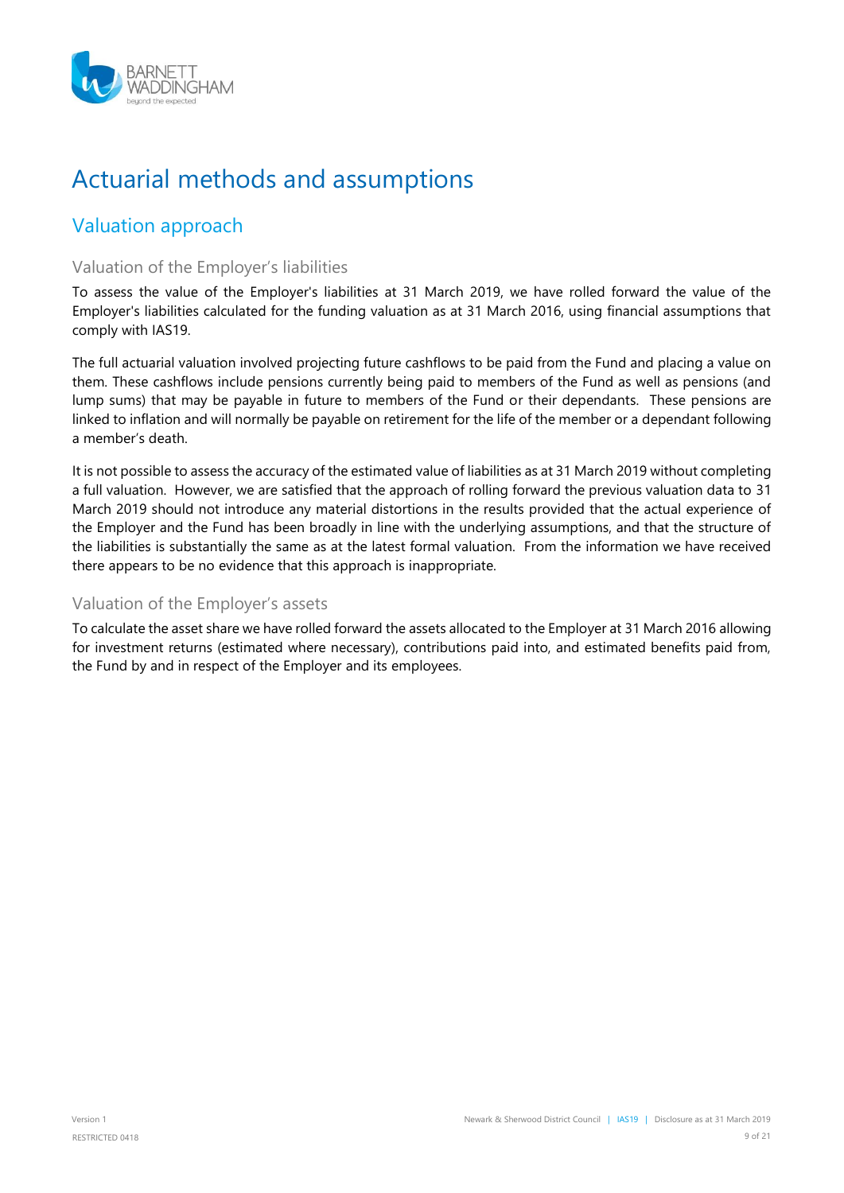# Actuarial methods and assumptions

## Valuation approach

### Valuation of the Employer's liabilities

To assess the value of the Employer's liabilities at 31 March 2019, we have rolled forward the value of the Employer's liabilities calculated for the funding valuation as at 31 March 2016, using financial assumptions that comply with IAS19.

The full actuarial valuation involved projecting future cashflows to be paid from the Fund and placing a value on them. These cashflows include pensions currently being paid to members of the Fund as well as pensions (and lump sums) that may be payable in future to members of the Fund or their dependants. These pensions are linked to inflation and will normally be payable on retirement for the life of the member or a dependant following a member's death.

It is not possible to assess the accuracy of the estimated value of liabilities as at 31 March 2019 without completing a full valuation. However, we are satisfied that the approach of rolling forward the previous valuation data to 31 March 2019 should not introduce any material distortions in the results provided that the actual experience of the Employer and the Fund has been broadly in line with the underlying assumptions, and that the structure of the liabilities is substantially the same as at the latest formal valuation. From the information we have received there appears to be no evidence that this approach is inappropriate.

### Valuation of the Employer's assets

To calculate the asset share we have rolled forward the assets allocated to the Employer at 31 March 2016 allowing for investment returns (estimated where necessary), contributions paid into, and estimated benefits paid from, the Fund by and in respect of the Employer and its employees.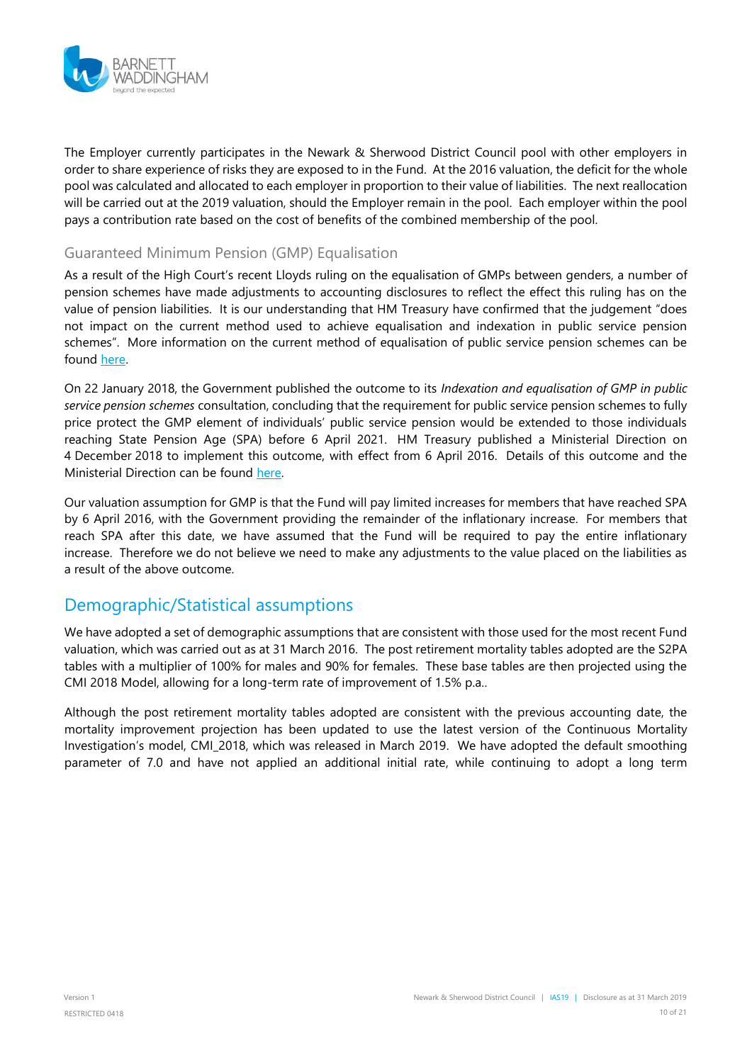The Employer currently participates in the Newark & Sherwood District Council pool with other employers in order to share experience of risks they are exposed to in the Fund. At the 2016 valuation, the deficit for the whole pool was calculated and allocated to each employer in proportion to their value of liabilities. The next reallocation will be carried out at the 2019 valuation, should the Employer remain in the pool. Each employer within the pool pays a contribution rate based on the cost of benefits of the combined membership of the pool.

### Guaranteed Minimum Pension (GMP) Equalisation

As a result of the High Court's recent Lloyds ruling on the equalisation of GMPs between genders, a number of pension schemes have made adjustments to accounting disclosures to reflect the effect this ruling has on the value of pension liabilities. It is our understanding that HM Treasury have confirmed that the judgement "does not impact on the current method used to achieve equalisation and indexation in public service pension schemes". More information on the current method of equalisation of public service pension schemes can be found here.

On 22 January 2018, the Government published the outcome to its *Indexation and equalisation of GMP in public service pension schemes* consultation, concluding that the requirement for public service pension schemes to fully price protect the GMP element of individuals' public service pension would be extended to those individuals reaching State Pension Age (SPA) before 6 April 2021. HM Treasury published a Ministerial Direction on 4 December 2018 to implement this outcome, with effect from 6 April 2016. Details of this outcome and the Ministerial Direction can be found here.

Our valuation assumption for GMP is that the Fund will pay limited increases for members that have reached SPA by 6 April 2016, with the Government providing the remainder of the inflationary increase. For members that reach SPA after this date, we have assumed that the Fund will be required to pay the entire inflationary increase. Therefore we do not believe we need to make any adjustments to the value placed on the liabilities as a result of the above outcome.

## Demographic/Statistical assumptions

We have adopted a set of demographic assumptions that are consistent with those used for the most recent Fund valuation, which was carried out as at 31 March 2016. The post retirement mortality tables adopted are the S2PA tables with a multiplier of 100% for males and 90% for females. These base tables are then projected using the CMI 2018 Model, allowing for a long-term rate of improvement of 1.5% p.a..

Although the post retirement mortality tables adopted are consistent with the previous accounting date, the mortality improvement projection has been updated to use the latest version of the Continuous Mortality Investigation's model, CMI_2018, which was released in March 2019. We have adopted the default smoothing parameter of 7.0 and have not applied an additional initial rate, while continuing to adopt a long term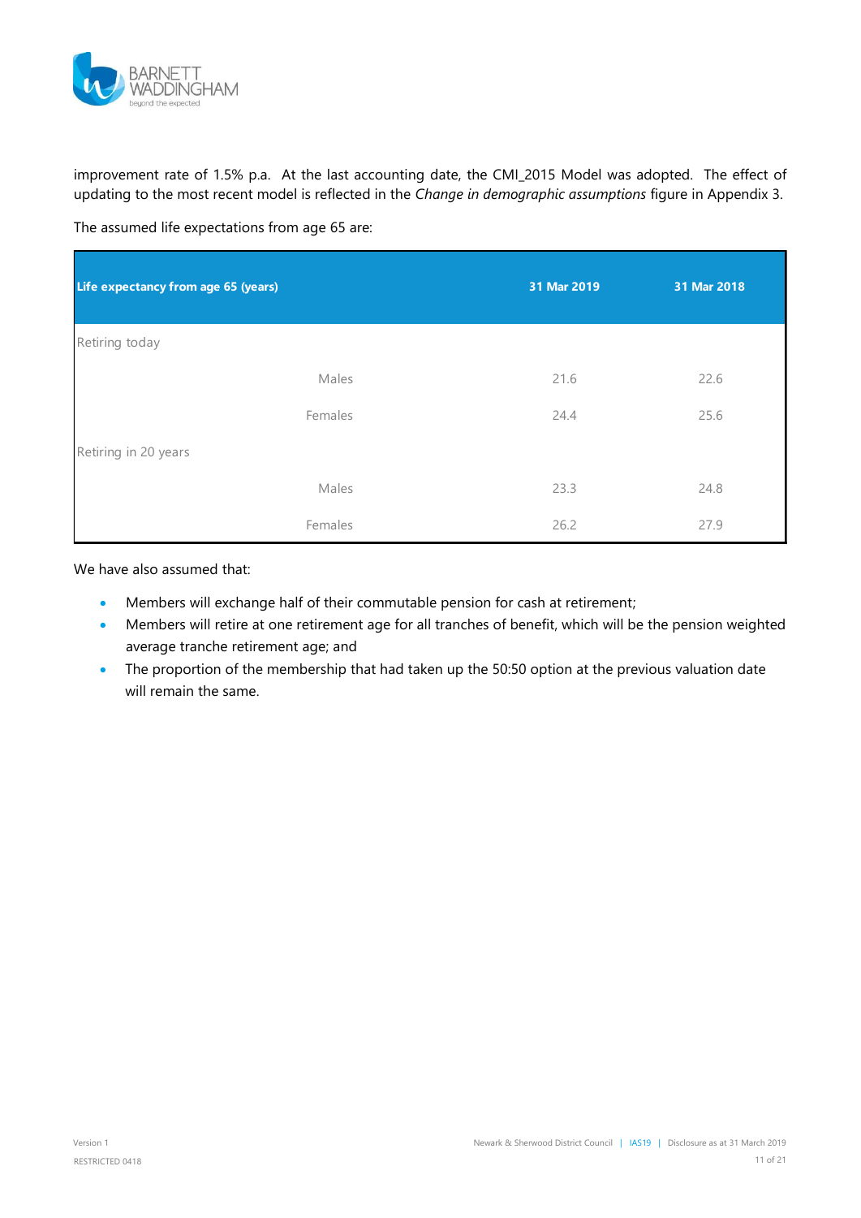improvement rate of 1.5% p.a. At the last accounting date, the CMI_2015 Model was adopted. The effect of updating to the most recent model is reflected in the *Change in demographic assumptions* figure in Appendix 3.

The assumed life expectations from age 65 are:

| Life expectancy from age 65 (years) | | 31 Mar 2019 | 31 Mar 2018 |
|---|---|---|---|
| Retiring today | | | |
| | Males | 21.6 | 22.6 |
| | Females | 24.4 | 25.6 |
| Retiring in 20 years | | | |
| | Males | 23.3 | 24.8 |
| | Females | 26.2 | 27.9 |

We have also assumed that:

- Members will exchange half of their commutable pension for cash at retirement;
- Members will retire at one retirement age for all tranches of benefit, which will be the pension weighted average tranche retirement age; and
- The proportion of the membership that had taken up the 50:50 option at the previous valuation date will remain the same.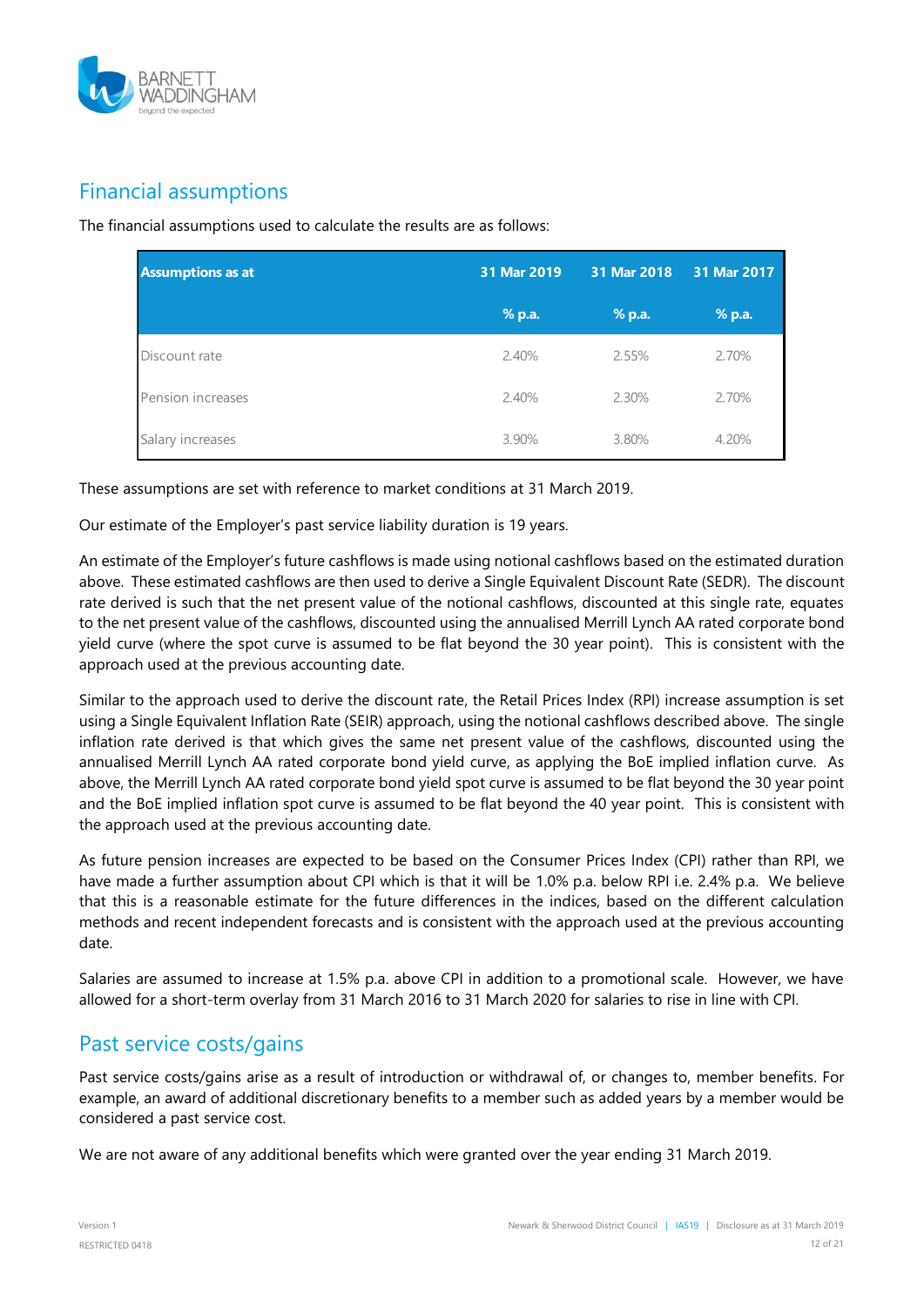## Financial assumptions

The financial assumptions used to calculate the results are as follows:

| Assumptions as at | 31 Mar 2019 | 31 Mar 2018 | 31 Mar 2017 |
|---|---|---|---|
| | % p.a. | % p.a. | % p.a. |
| Discount rate | 2.40% | 2.55% | 2.70% |
| Pension increases | 2.40% | 2.30% | 2.70% |
| Salary increases | 3.90% | 3.80% | 4.20% |

These assumptions are set with reference to market conditions at 31 March 2019.

Our estimate of the Employer's past service liability duration is 19 years.

An estimate of the Employer's future cashflows is made using notional cashflows based on the estimated duration above. These estimated cashflows are then used to derive a Single Equivalent Discount Rate (SEDR). The discount rate derived is such that the net present value of the notional cashflows, discounted at this single rate, equates to the net present value of the cashflows, discounted using the annualised Merrill Lynch AA rated corporate bond yield curve (where the spot curve is assumed to be flat beyond the 30 year point). This is consistent with the approach used at the previous accounting date.

Similar to the approach used to derive the discount rate, the Retail Prices Index (RPI) increase assumption is set using a Single Equivalent Inflation Rate (SEIR) approach, using the notional cashflows described above. The single inflation rate derived is that which gives the same net present value of the cashflows, discounted using the annualised Merrill Lynch AA rated corporate bond yield curve, as applying the BoE implied inflation curve. As above, the Merrill Lynch AA rated corporate bond yield spot curve is assumed to be flat beyond the 30 year point and the BoE implied inflation spot curve is assumed to be flat beyond the 40 year point. This is consistent with the approach used at the previous accounting date.

As future pension increases are expected to be based on the Consumer Prices Index (CPI) rather than RPI, we have made a further assumption about CPI which is that it will be 1.0% p.a. below RPI i.e. 2.4% p.a. We believe that this is a reasonable estimate for the future differences in the indices, based on the different calculation methods and recent independent forecasts and is consistent with the approach used at the previous accounting date.

Salaries are assumed to increase at 1.5% p.a. above CPI in addition to a promotional scale. However, we have allowed for a short-term overlay from 31 March 2016 to 31 March 2020 for salaries to rise in line with CPI.

## Past service costs/gains

Past service costs/gains arise as a result of introduction or withdrawal of, or changes to, member benefits. For example, an award of additional discretionary benefits to a member such as added years by a member would be considered a past service cost.

We are not aware of any additional benefits which were granted over the year ending 31 March 2019.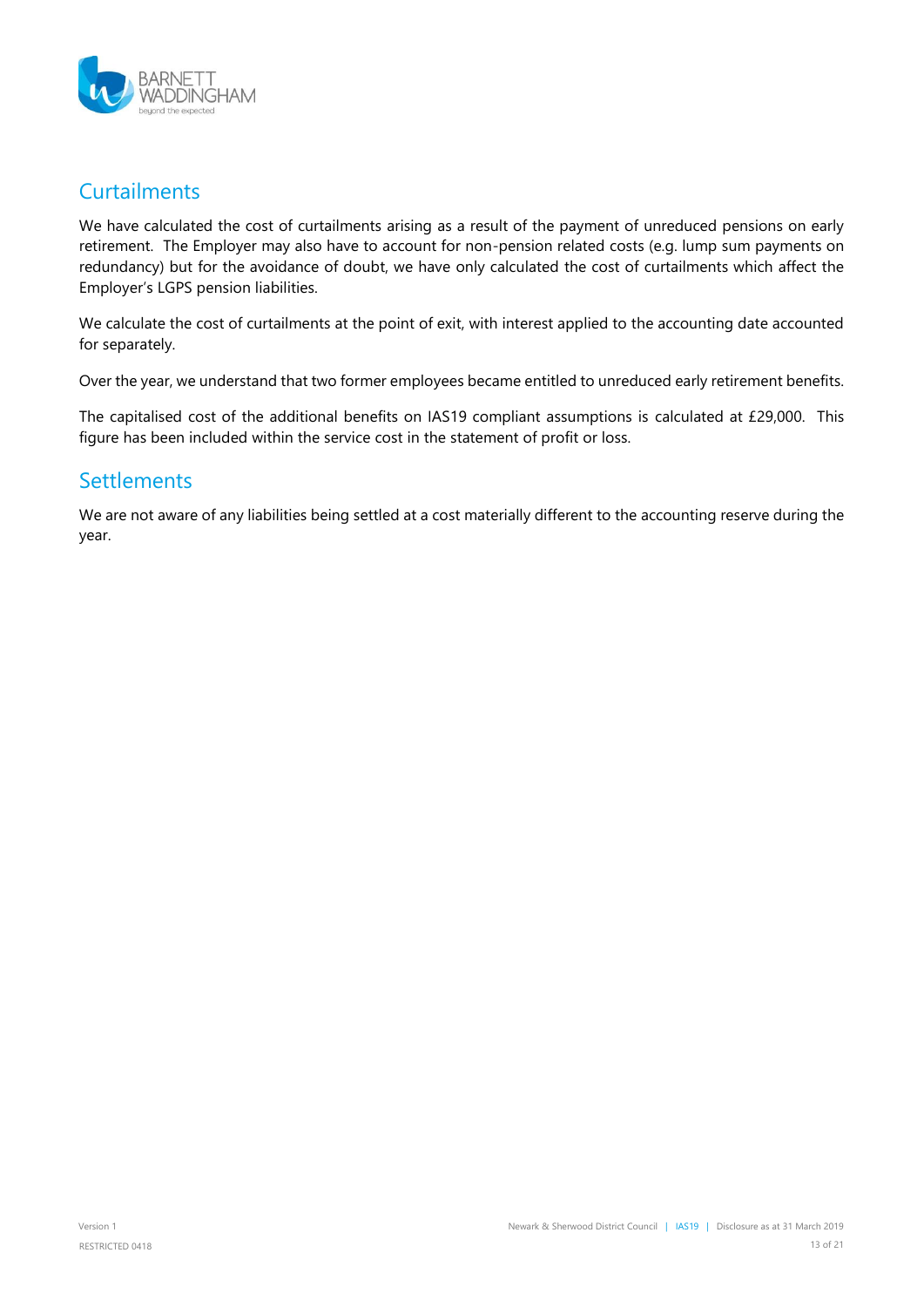## Curtailments

We have calculated the cost of curtailments arising as a result of the payment of unreduced pensions on early retirement. The Employer may also have to account for non-pension related costs (e.g. lump sum payments on redundancy) but for the avoidance of doubt, we have only calculated the cost of curtailments which affect the Employer's LGPS pension liabilities.

We calculate the cost of curtailments at the point of exit, with interest applied to the accounting date accounted for separately.

Over the year, we understand that two former employees became entitled to unreduced early retirement benefits.

The capitalised cost of the additional benefits on IAS19 compliant assumptions is calculated at £29,000. This figure has been included within the service cost in the statement of profit or loss.

## Settlements

We are not aware of any liabilities being settled at a cost materially different to the accounting reserve during the year.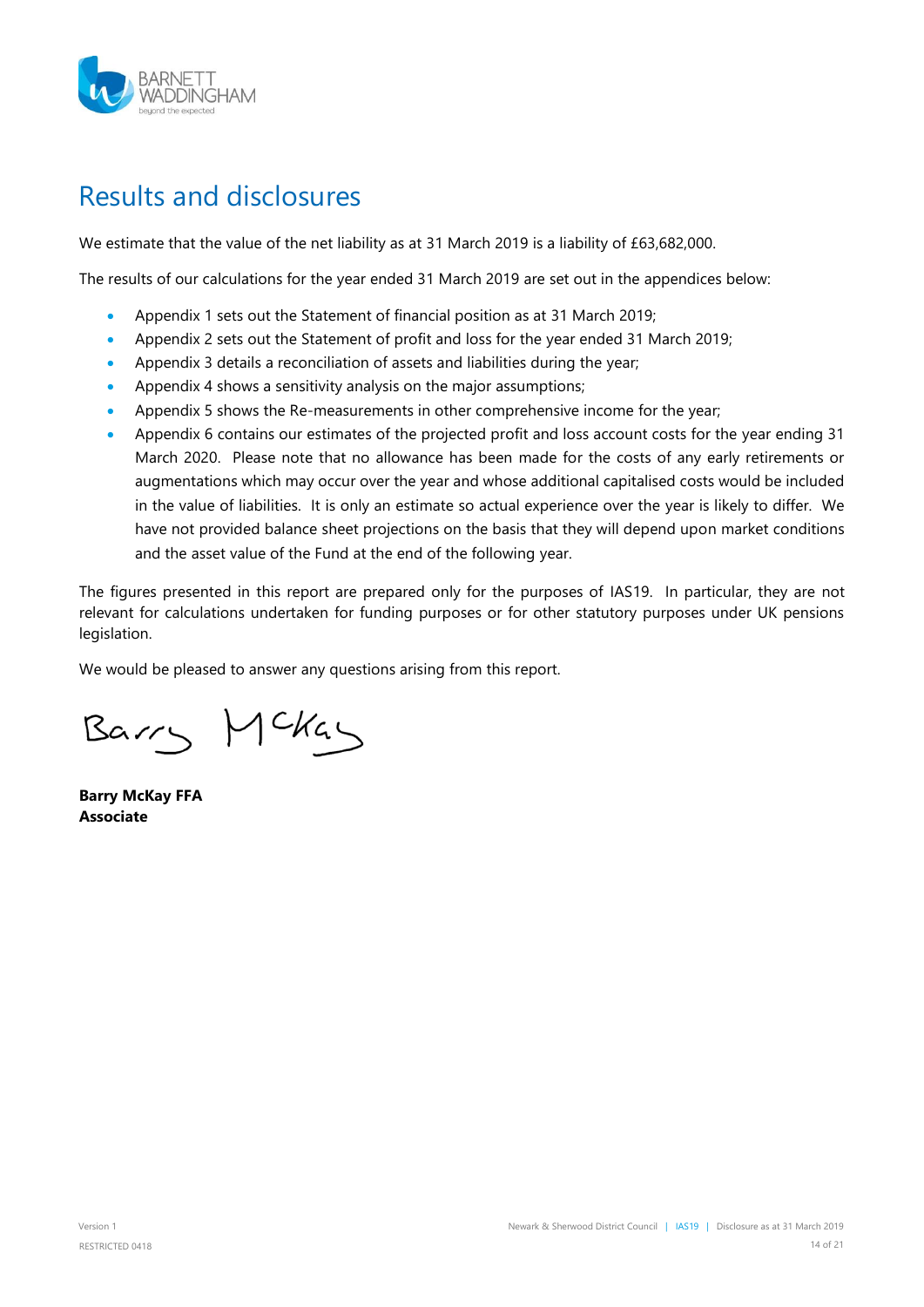# Results and disclosures

We estimate that the value of the net liability as at 31 March 2019 is a liability of £63,682,000.

The results of our calculations for the year ended 31 March 2019 are set out in the appendices below:

- Appendix 1 sets out the Statement of financial position as at 31 March 2019;
- Appendix 2 sets out the Statement of profit and loss for the year ended 31 March 2019;
- Appendix 3 details a reconciliation of assets and liabilities during the year;
- Appendix 4 shows a sensitivity analysis on the major assumptions;
- Appendix 5 shows the Re-measurements in other comprehensive income for the year;
- Appendix 6 contains our estimates of the projected profit and loss account costs for the year ending 31 March 2020. Please note that no allowance has been made for the costs of any early retirements or augmentations which may occur over the year and whose additional capitalised costs would be included in the value of liabilities. It is only an estimate so actual experience over the year is likely to differ. We have not provided balance sheet projections on the basis that they will depend upon market conditions and the asset value of the Fund at the end of the following year.

The figures presented in this report are prepared only for the purposes of IAS19. In particular, they are not relevant for calculations undertaken for funding purposes or for other statutory purposes under UK pensions legislation.

We would be pleased to answer any questions arising from this report.

Barry McKay

**Barry McKay FFA**
**Associate**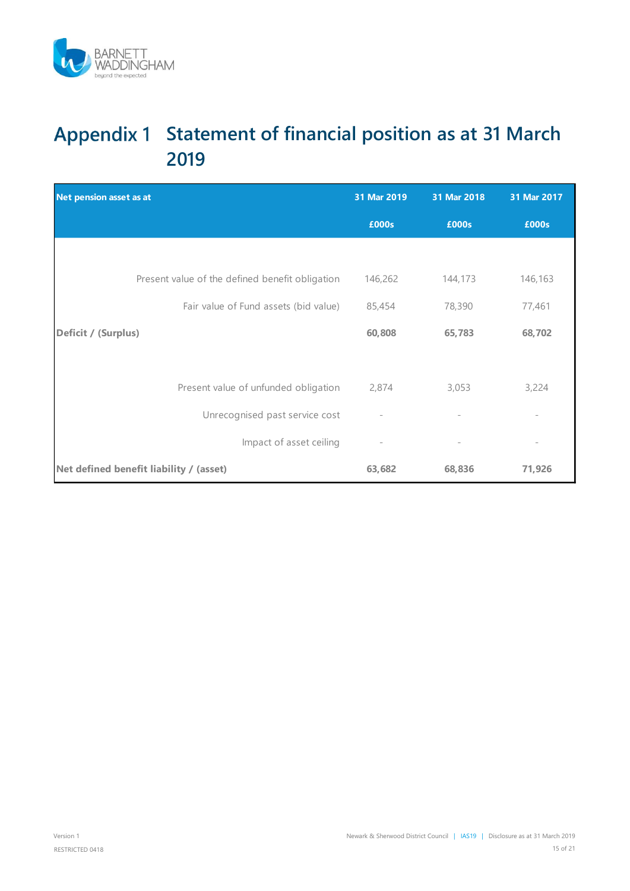# Appendix 1 Statement of financial position as at 31 March 2019

| Net pension asset as at | 31 Mar 2019 | 31 Mar 2018 | 31 Mar 2017 |
|---|---|---|---|
| | £000s | £000s | £000s |
| Present value of the defined benefit obligation | 146,262 | 144,173 | 146,163 |
| Fair value of Fund assets (bid value) | 85,454 | 78,390 | 77,461 |
| **Deficit / (Surplus)** | **60,808** | **65,783** | **68,702** |
| Present value of unfunded obligation | 2,874 | 3,053 | 3,224 |
| Unrecognised past service cost | - | - | - |
| Impact of asset ceiling | - | - | - |
| **Net defined benefit liability / (asset)** | **63,682** | **68,836** | **71,926** |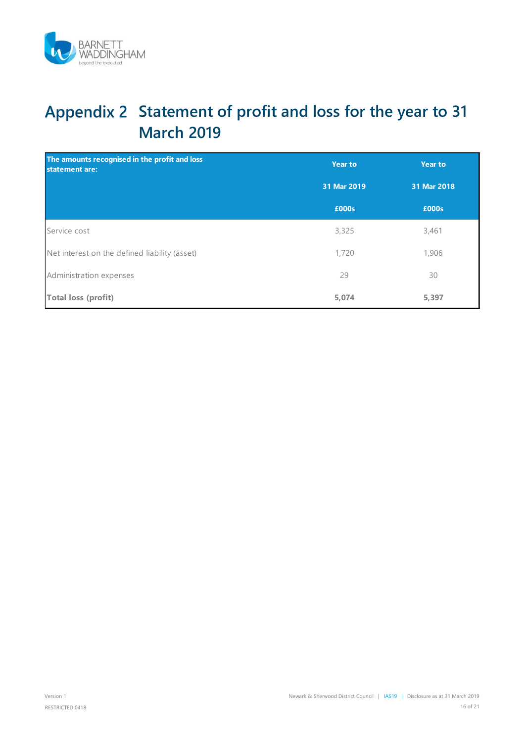# Appendix 2 Statement of profit and loss for the year to 31 March 2019

| The amounts recognised in the profit and loss statement are: | Year to 31 Mar 2019 £000s | Year to 31 Mar 2018 £000s |
|---|---|---|
| Service cost | 3,325 | 3,461 |
| Net interest on the defined liability (asset) | 1,720 | 1,906 |
| Administration expenses | 29 | 30 |
| **Total loss (profit)** | **5,074** | **5,397** |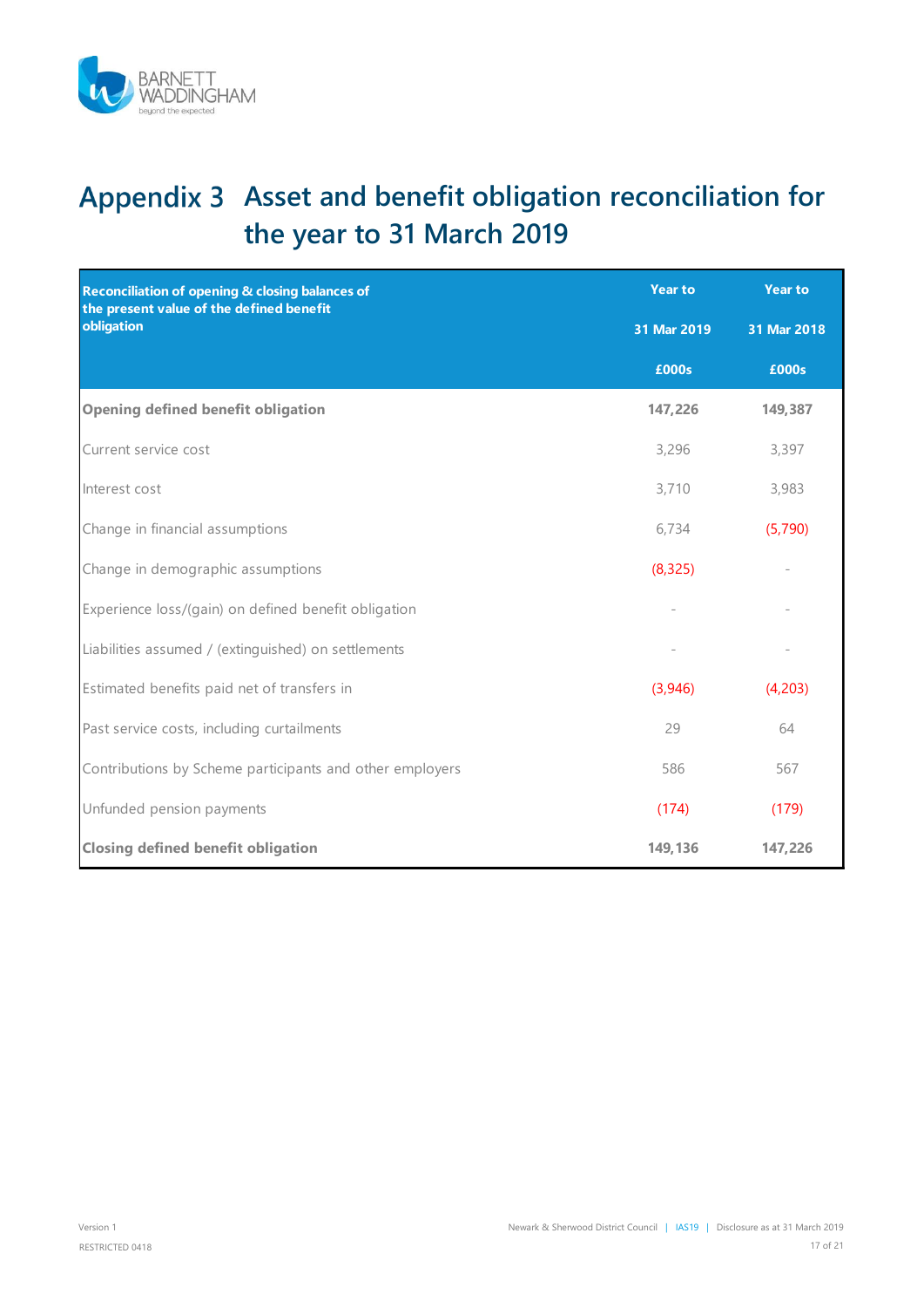# Appendix 3 Asset and benefit obligation reconciliation for the year to 31 March 2019

| Reconciliation of opening & closing balances of the present value of the defined benefit obligation | Year to 31 Mar 2019 £000s | Year to 31 Mar 2018 £000s |
|---|---|---|
| **Opening defined benefit obligation** | **147,226** | **149,387** |
| Current service cost | 3,296 | 3,397 |
| Interest cost | 3,710 | 3,983 |
| Change in financial assumptions | 6,734 | (5,790) |
| Change in demographic assumptions | (8,325) | - |
| Experience loss/(gain) on defined benefit obligation | - | - |
| Liabilities assumed / (extinguished) on settlements | - | - |
| Estimated benefits paid net of transfers in | (3,946) | (4,203) |
| Past service costs, including curtailments | 29 | 64 |
| Contributions by Scheme participants and other employers | 586 | 567 |
| Unfunded pension payments | (174) | (179) |
| **Closing defined benefit obligation** | **149,136** | **147,226** |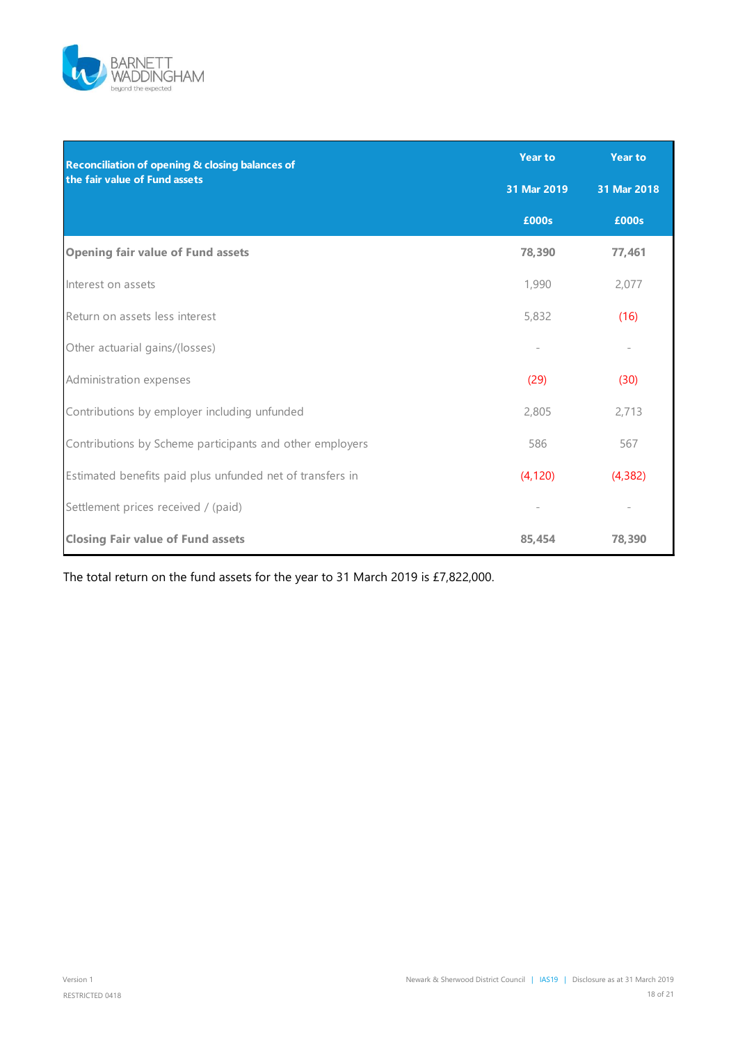| Reconciliation of opening & closing balances of the fair value of Fund assets | Year to 31 Mar 2019 £000s | Year to 31 Mar 2018 £000s |
|---|---|---|
| **Opening fair value of Fund assets** | **78,390** | **77,461** |
| Interest on assets | 1,990 | 2,077 |
| Return on assets less interest | 5,832 | (16) |
| Other actuarial gains/(losses) | - | - |
| Administration expenses | (29) | (30) |
| Contributions by employer including unfunded | 2,805 | 2,713 |
| Contributions by Scheme participants and other employers | 586 | 567 |
| Estimated benefits paid plus unfunded net of transfers in | (4,120) | (4,382) |
| Settlement prices received / (paid) | - | - |
| **Closing Fair value of Fund assets** | **85,454** | **78,390** |

The total return on the fund assets for the year to 31 March 2019 is £7,822,000.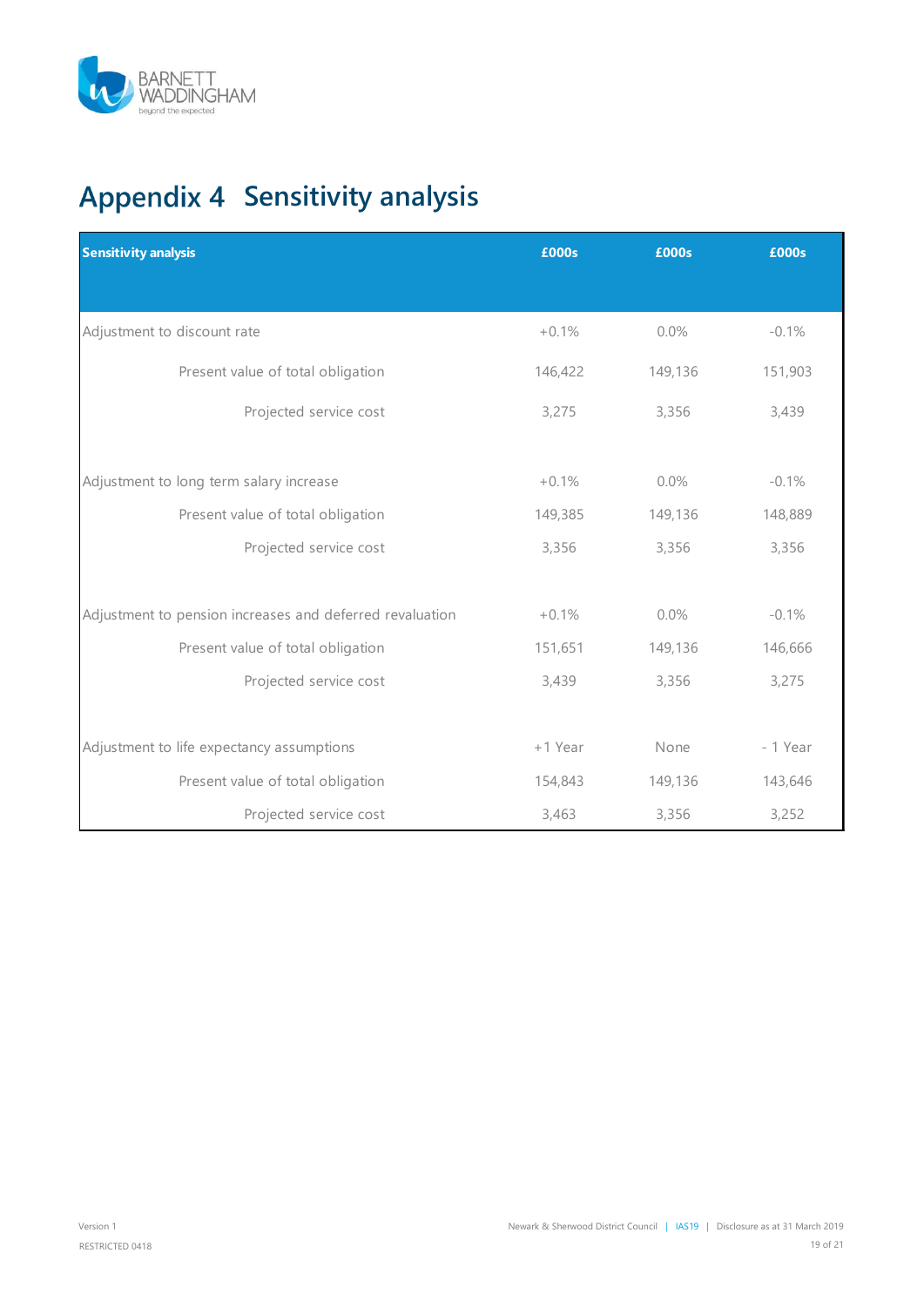# Appendix 4 Sensitivity analysis

| Sensitivity analysis | £000s | £000s | £000s |
|---|---|---|---|
| Adjustment to discount rate | +0.1% | 0.0% | -0.1% |
| Present value of total obligation | 146,422 | 149,136 | 151,903 |
| Projected service cost | 3,275 | 3,356 | 3,439 |
| | | | |
| Adjustment to long term salary increase | +0.1% | 0.0% | -0.1% |
| Present value of total obligation | 149,385 | 149,136 | 148,889 |
| Projected service cost | 3,356 | 3,356 | 3,356 |
| | | | |
| Adjustment to pension increases and deferred revaluation | +0.1% | 0.0% | -0.1% |
| Present value of total obligation | 151,651 | 149,136 | 146,666 |
| Projected service cost | 3,439 | 3,356 | 3,275 |
| | | | |
| Adjustment to life expectancy assumptions | +1 Year | None | - 1 Year |
| Present value of total obligation | 154,843 | 149,136 | 143,646 |
| Projected service cost | 3,463 | 3,356 | 3,252 |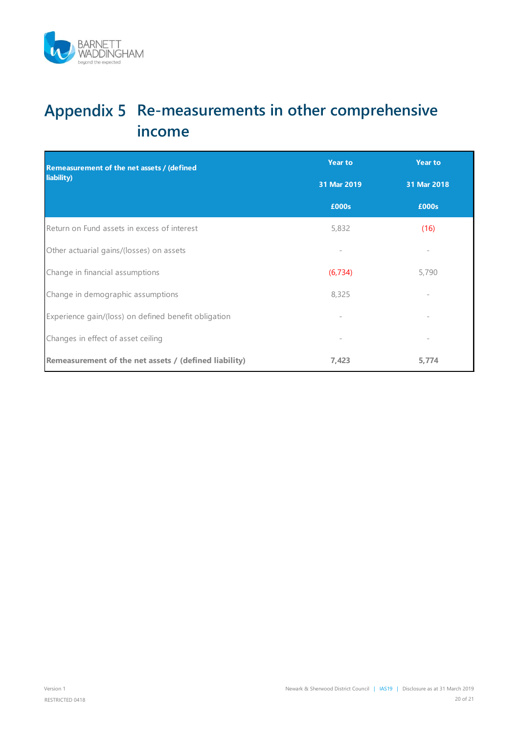# Appendix 5 Re-measurements in other comprehensive income

| Remeasurement of the net assets / (defined liability) | Year to 31 Mar 2019 £000s | Year to 31 Mar 2018 £000s |
|---|---|---|
| Return on Fund assets in excess of interest | 5,832 | (16) |
| Other actuarial gains/(losses) on assets | - | - |
| Change in financial assumptions | (6,734) | 5,790 |
| Change in demographic assumptions | 8,325 | - |
| Experience gain/(loss) on defined benefit obligation | - | - |
| Changes in effect of asset ceiling | - | - |
| **Remeasurement of the net assets / (defined liability)** | **7,423** | **5,774** |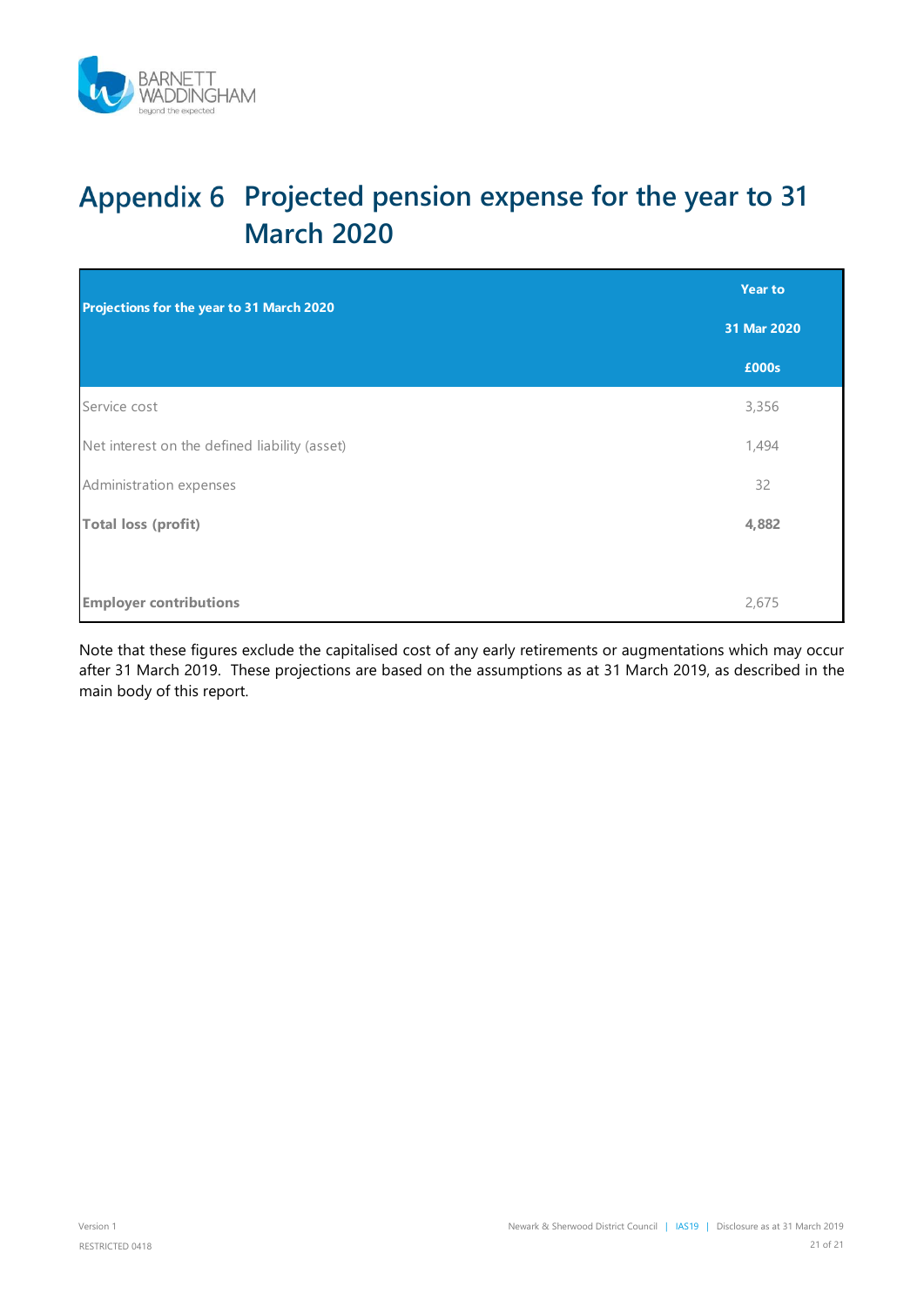# Appendix 6 Projected pension expense for the year to 31 March 2020

| Projections for the year to 31 March 2020 | Year to 31 Mar 2020 £000s |
|---|---|
| Service cost | 3,356 |
| Net interest on the defined liability (asset) | 1,494 |
| Administration expenses | 32 |
| **Total loss (profit)** | **4,882** |
| | |
| **Employer contributions** | 2,675 |

Note that these figures exclude the capitalised cost of any early retirements or augmentations which may occur after 31 March 2019. These projections are based on the assumptions as at 31 March 2019, as described in the main body of this report.